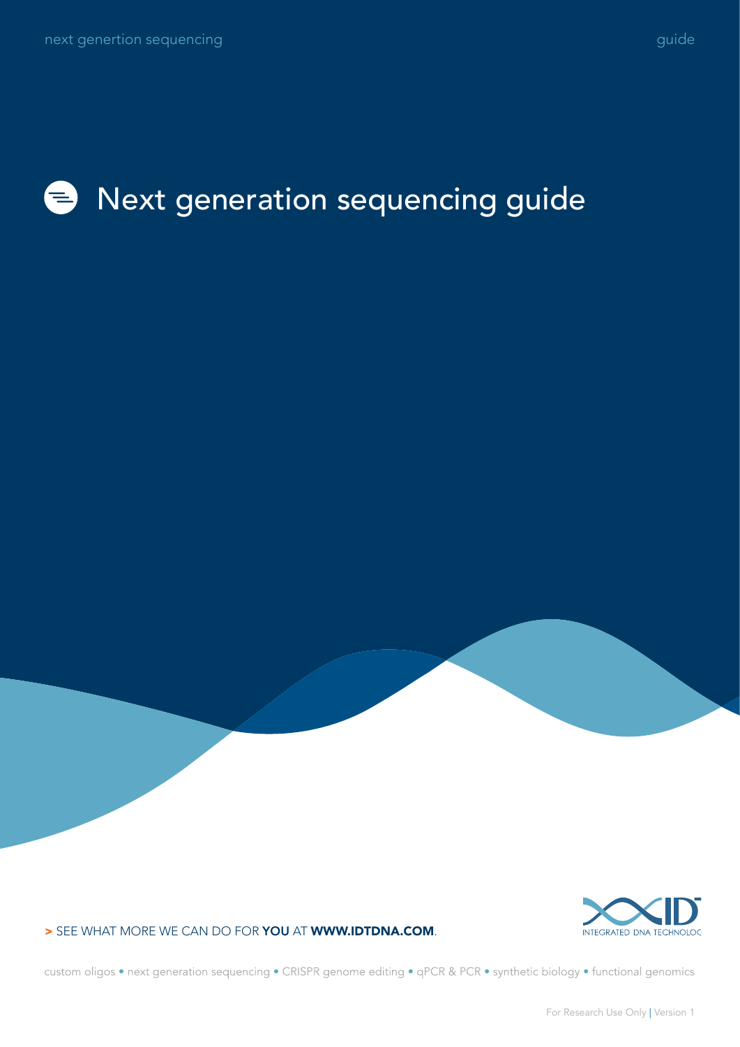# Next generation sequencing guide

> SEE WHAT MORE WE CAN DO FOR **YOU** AT **WWW.IDTDNA.COM**.

custom oligos • next generation sequencing • CRISPR genome editing • qPCR & PCR • synthetic biology • functional genomics

For Research Use Only | Version 1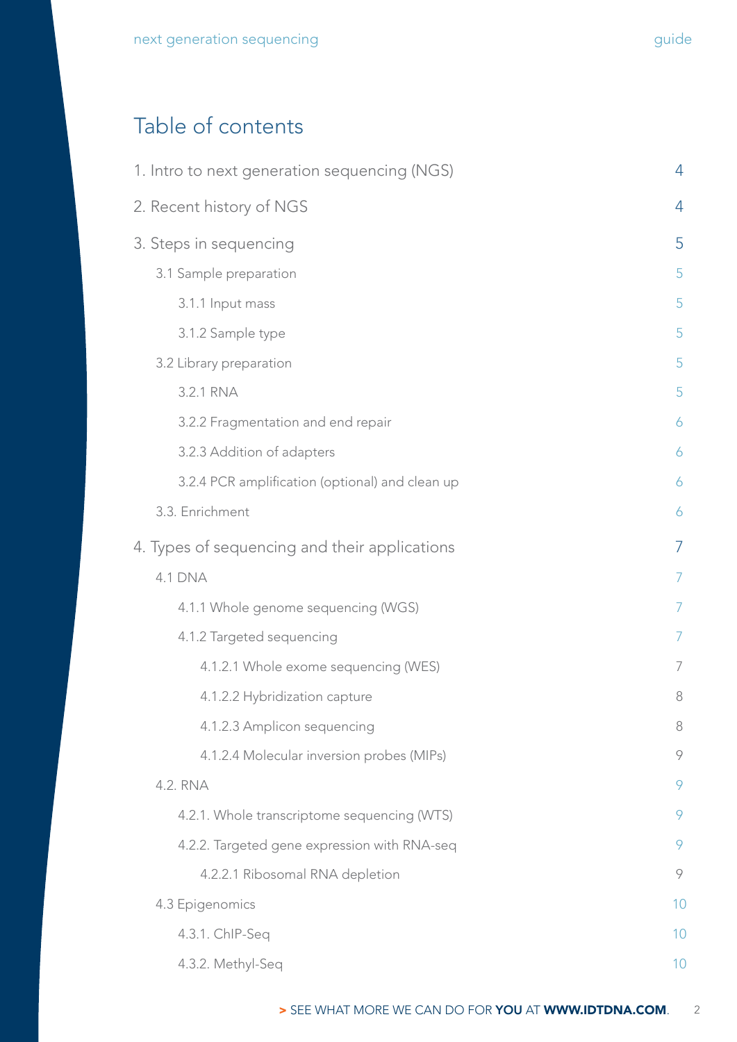# Table of contents

| | |
|---|---|
| 1. Intro to next generation sequencing (NGS) | 4 |
| 2. Recent history of NGS | 4 |
| 3. Steps in sequencing | 5 |
| 3.1 Sample preparation | 5 |
| 3.1.1 Input mass | 5 |
| 3.1.2 Sample type | 5 |
| 3.2 Library preparation | 5 |
| 3.2.1 RNA | 5 |
| 3.2.2 Fragmentation and end repair | 6 |
| 3.2.3 Addition of adapters | 6 |
| 3.2.4 PCR amplification (optional) and clean up | 6 |
| 3.3. Enrichment | 6 |
| 4. Types of sequencing and their applications | 7 |
| 4.1 DNA | 7 |
| 4.1.1 Whole genome sequencing (WGS) | 7 |
| 4.1.2 Targeted sequencing | 7 |
| 4.1.2.1 Whole exome sequencing (WES) | 7 |
| 4.1.2.2 Hybridization capture | 8 |
| 4.1.2.3 Amplicon sequencing | 8 |
| 4.1.2.4 Molecular inversion probes (MIPs) | 9 |
| 4.2. RNA | 9 |
| 4.2.1. Whole transcriptome sequencing (WTS) | 9 |
| 4.2.2. Targeted gene expression with RNA-seq | 9 |
| 4.2.2.1 Ribosomal RNA depletion | 9 |
| 4.3 Epigenomics | 10 |
| 4.3.1. ChIP-Seq | 10 |
| 4.3.2. Methyl-Seq | 10 |

> SEE WHAT MORE WE CAN DO FOR **YOU** AT **WWW.IDTDNA.COM**.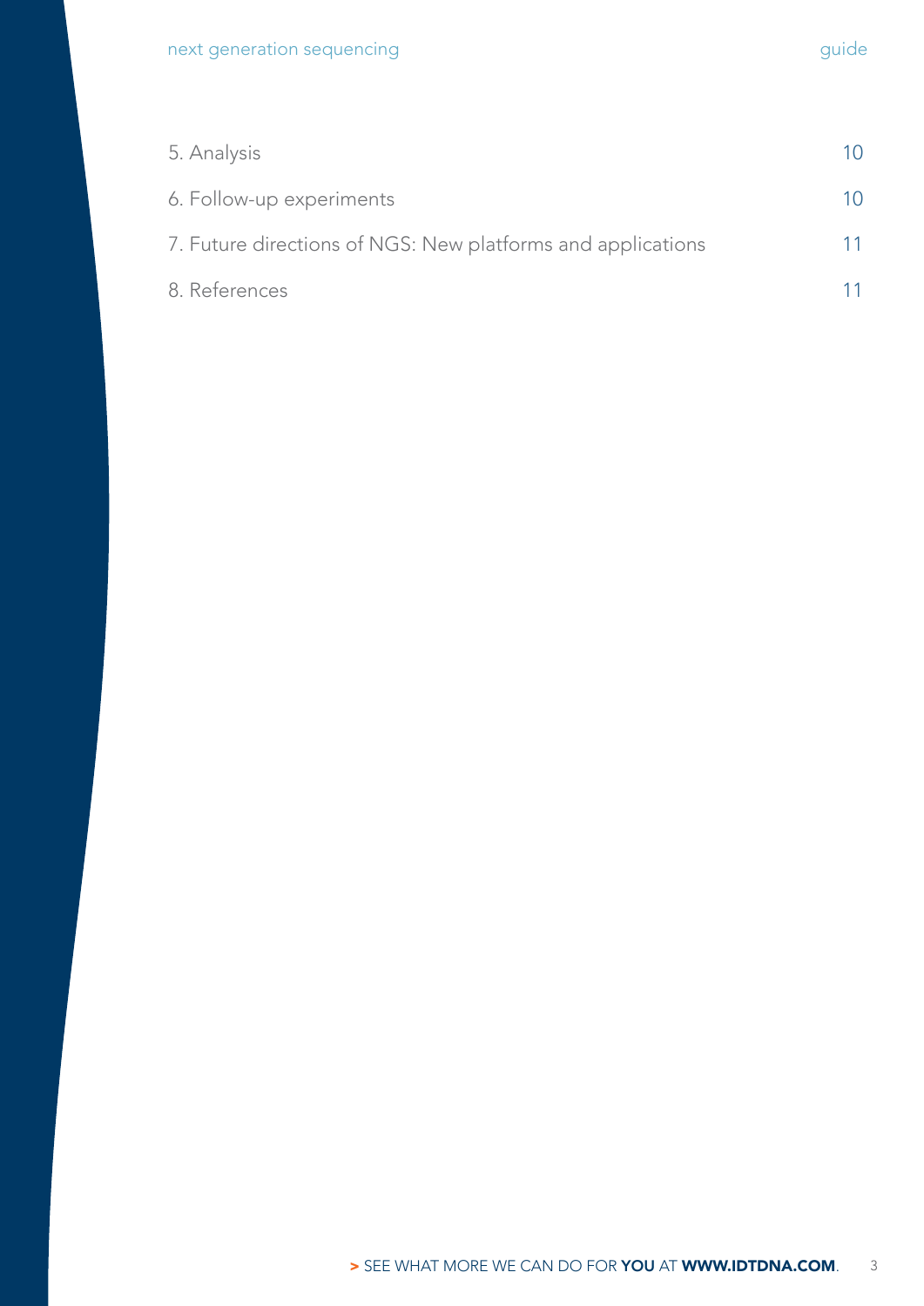| | |
|---|---|
| 5. Analysis | 10 |
| 6. Follow-up experiments | 10 |
| 7. Future directions of NGS: New platforms and applications | 11 |
| 8. References | 11 |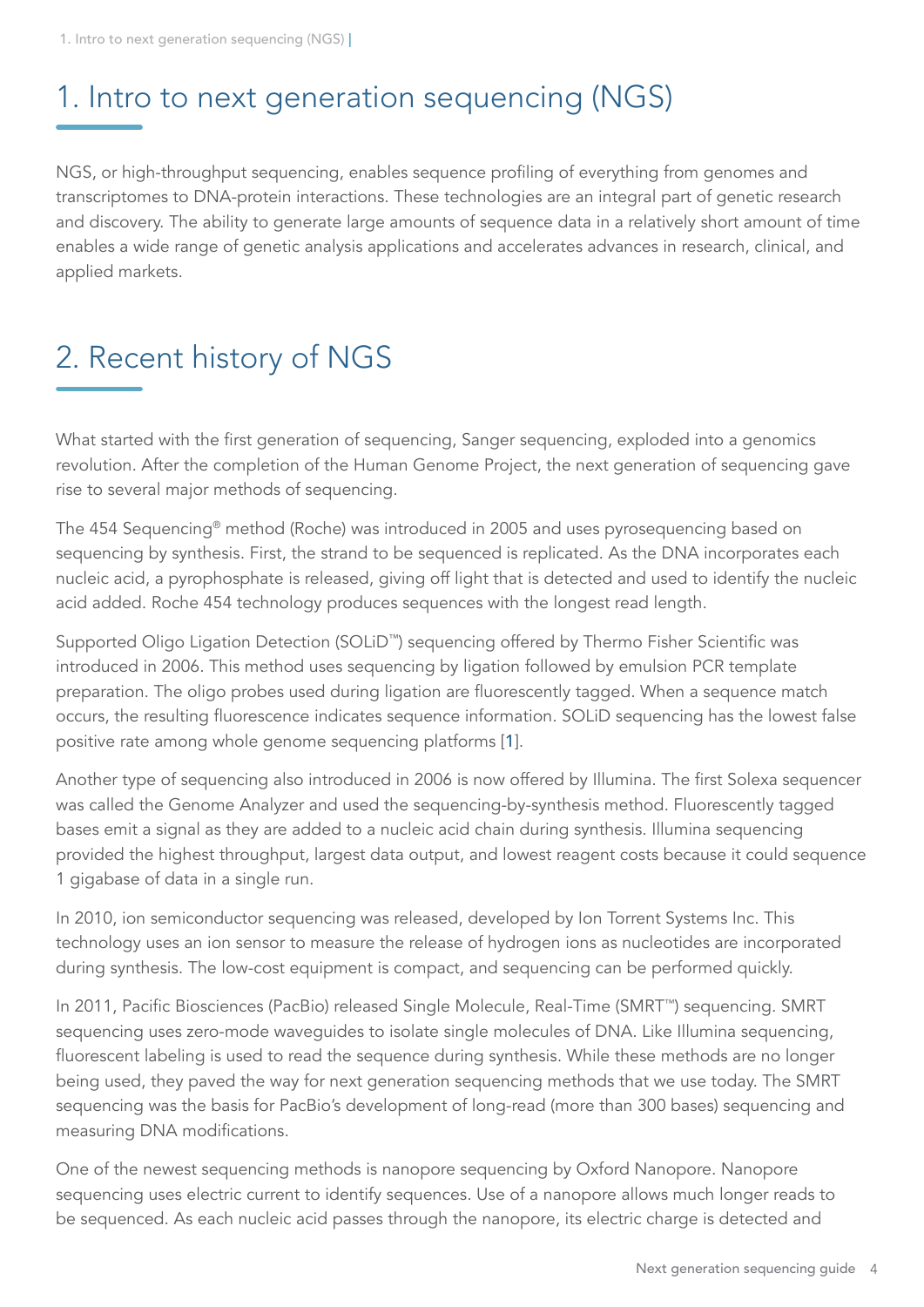# 1. Intro to next generation sequencing (NGS)

NGS, or high-throughput sequencing, enables sequence profiling of everything from genomes and transcriptomes to DNA-protein interactions. These technologies are an integral part of genetic research and discovery. The ability to generate large amounts of sequence data in a relatively short amount of time enables a wide range of genetic analysis applications and accelerates advances in research, clinical, and applied markets.

# 2. Recent history of NGS

What started with the first generation of sequencing, Sanger sequencing, exploded into a genomics revolution. After the completion of the Human Genome Project, the next generation of sequencing gave rise to several major methods of sequencing.

The 454 Sequencing® method (Roche) was introduced in 2005 and uses pyrosequencing based on sequencing by synthesis. First, the strand to be sequenced is replicated. As the DNA incorporates each nucleic acid, a pyrophosphate is released, giving off light that is detected and used to identify the nucleic acid added. Roche 454 technology produces sequences with the longest read length.

Supported Oligo Ligation Detection (SOLiD™) sequencing offered by Thermo Fisher Scientific was introduced in 2006. This method uses sequencing by ligation followed by emulsion PCR template preparation. The oligo probes used during ligation are fluorescently tagged. When a sequence match occurs, the resulting fluorescence indicates sequence information. SOLiD sequencing has the lowest false positive rate among whole genome sequencing platforms [1].

Another type of sequencing also introduced in 2006 is now offered by Illumina. The first Solexa sequencer was called the Genome Analyzer and used the sequencing-by-synthesis method. Fluorescently tagged bases emit a signal as they are added to a nucleic acid chain during synthesis. Illumina sequencing provided the highest throughput, largest data output, and lowest reagent costs because it could sequence 1 gigabase of data in a single run.

In 2010, ion semiconductor sequencing was released, developed by Ion Torrent Systems Inc. This technology uses an ion sensor to measure the release of hydrogen ions as nucleotides are incorporated during synthesis. The low-cost equipment is compact, and sequencing can be performed quickly.

In 2011, Pacific Biosciences (PacBio) released Single Molecule, Real-Time (SMRT™) sequencing. SMRT sequencing uses zero-mode waveguides to isolate single molecules of DNA. Like Illumina sequencing, fluorescent labeling is used to read the sequence during synthesis. While these methods are no longer being used, they paved the way for next generation sequencing methods that we use today. The SMRT sequencing was the basis for PacBio's development of long-read (more than 300 bases) sequencing and measuring DNA modifications.

One of the newest sequencing methods is nanopore sequencing by Oxford Nanopore. Nanopore sequencing uses electric current to identify sequences. Use of a nanopore allows much longer reads to be sequenced. As each nucleic acid passes through the nanopore, its electric charge is detected and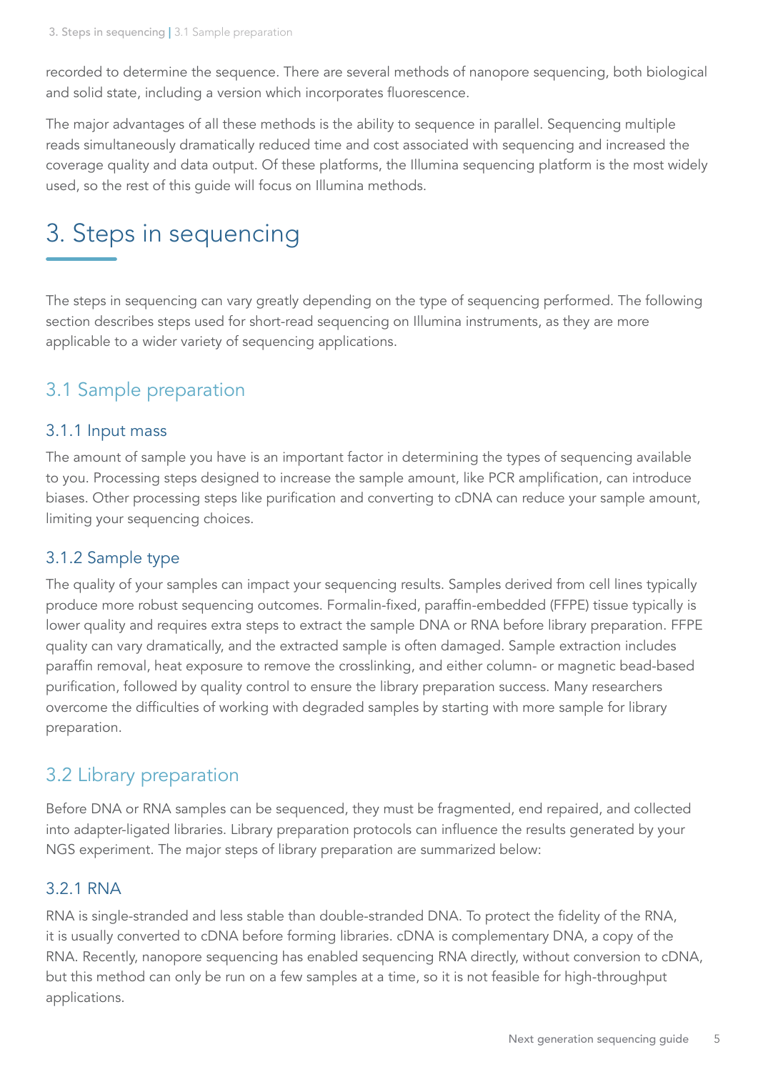recorded to determine the sequence. There are several methods of nanopore sequencing, both biological and solid state, including a version which incorporates fluorescence.

The major advantages of all these methods is the ability to sequence in parallel. Sequencing multiple reads simultaneously dramatically reduced time and cost associated with sequencing and increased the coverage quality and data output. Of these platforms, the Illumina sequencing platform is the most widely used, so the rest of this guide will focus on Illumina methods.

# 3. Steps in sequencing

The steps in sequencing can vary greatly depending on the type of sequencing performed. The following section describes steps used for short-read sequencing on Illumina instruments, as they are more applicable to a wider variety of sequencing applications.

## 3.1 Sample preparation

### 3.1.1 Input mass

The amount of sample you have is an important factor in determining the types of sequencing available to you. Processing steps designed to increase the sample amount, like PCR amplification, can introduce biases. Other processing steps like purification and converting to cDNA can reduce your sample amount, limiting your sequencing choices.

### 3.1.2 Sample type

The quality of your samples can impact your sequencing results. Samples derived from cell lines typically produce more robust sequencing outcomes. Formalin-fixed, paraffin-embedded (FFPE) tissue typically is lower quality and requires extra steps to extract the sample DNA or RNA before library preparation. FFPE quality can vary dramatically, and the extracted sample is often damaged. Sample extraction includes paraffin removal, heat exposure to remove the crosslinking, and either column- or magnetic bead-based purification, followed by quality control to ensure the library preparation success. Many researchers overcome the difficulties of working with degraded samples by starting with more sample for library preparation.

## 3.2 Library preparation

Before DNA or RNA samples can be sequenced, they must be fragmented, end repaired, and collected into adapter-ligated libraries. Library preparation protocols can influence the results generated by your NGS experiment. The major steps of library preparation are summarized below:

### 3.2.1 RNA

RNA is single-stranded and less stable than double-stranded DNA. To protect the fidelity of the RNA, it is usually converted to cDNA before forming libraries. cDNA is complementary DNA, a copy of the RNA. Recently, nanopore sequencing has enabled sequencing RNA directly, without conversion to cDNA, but this method can only be run on a few samples at a time, so it is not feasible for high-throughput applications.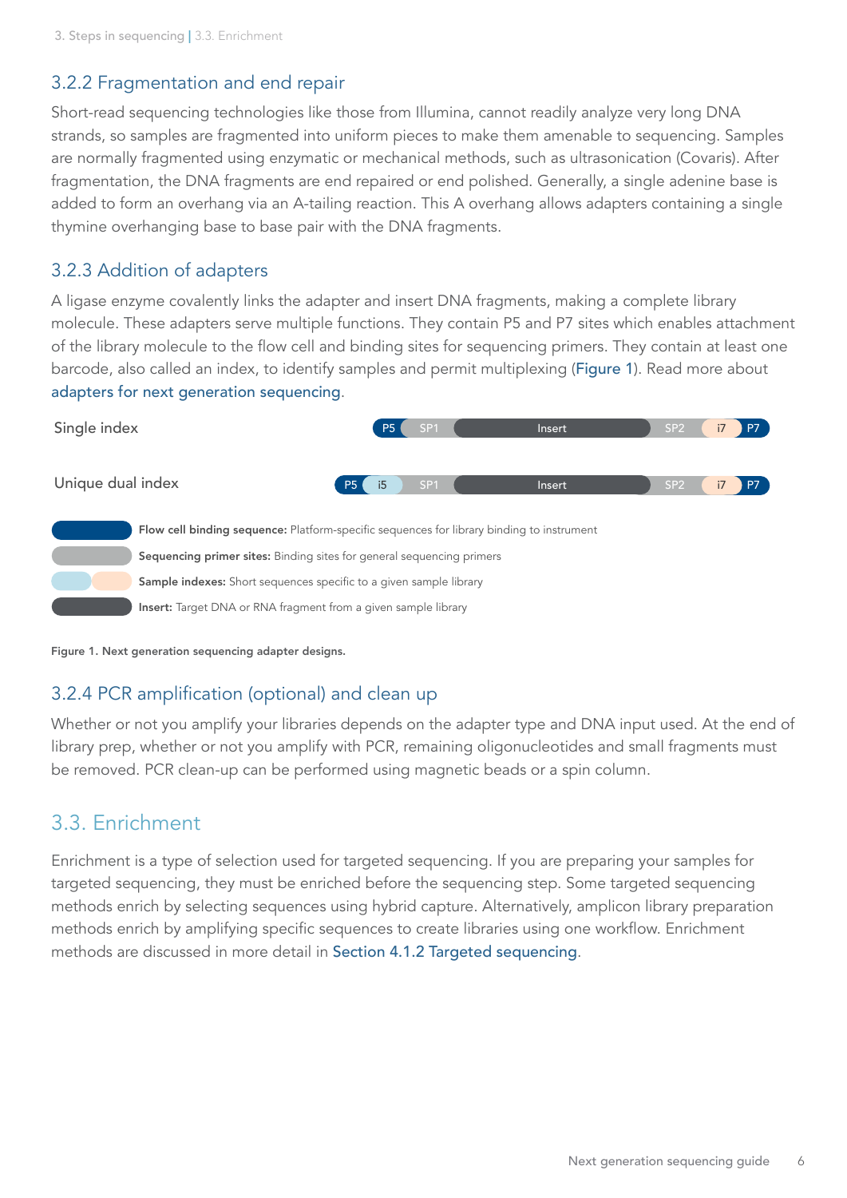### 3.2.2 Fragmentation and end repair

Short-read sequencing technologies like those from Illumina, cannot readily analyze very long DNA strands, so samples are fragmented into uniform pieces to make them amenable to sequencing. Samples are normally fragmented using enzymatic or mechanical methods, such as ultrasonication (Covaris). After fragmentation, the DNA fragments are end repaired or end polished. Generally, a single adenine base is added to form an overhang via an A-tailing reaction. This A overhang allows adapters containing a single thymine overhanging base to base pair with the DNA fragments.

### 3.2.3 Addition of adapters

A ligase enzyme covalently links the adapter and insert DNA fragments, making a complete library molecule. These adapters serve multiple functions. They contain P5 and P7 sites which enables attachment of the library molecule to the flow cell and binding sites for sequencing primers. They contain at least one barcode, also called an index, to identify samples and permit multiplexing (Figure 1). Read more about adapters for next generation sequencing.

Single index: P5 | SP1 | Insert | SP2 | i7 | P7

Unique dual index: P5 | i5 | SP1 | Insert | SP2 | i7 | P7

**Flow cell binding sequence:** Platform-specific sequences for library binding to instrument

**Sequencing primer sites:** Binding sites for general sequencing primers

**Sample indexes:** Short sequences specific to a given sample library

**Insert:** Target DNA or RNA fragment from a given sample library

**Figure 1. Next generation sequencing adapter designs.**

### 3.2.4 PCR amplification (optional) and clean up

Whether or not you amplify your libraries depends on the adapter type and DNA input used. At the end of library prep, whether or not you amplify with PCR, remaining oligonucleotides and small fragments must be removed. PCR clean-up can be performed using magnetic beads or a spin column.

## 3.3. Enrichment

Enrichment is a type of selection used for targeted sequencing. If you are preparing your samples for targeted sequencing, they must be enriched before the sequencing step. Some targeted sequencing methods enrich by selecting sequences using hybrid capture. Alternatively, amplicon library preparation methods enrich by amplifying specific sequences to create libraries using one workflow. Enrichment methods are discussed in more detail in Section 4.1.2 Targeted sequencing.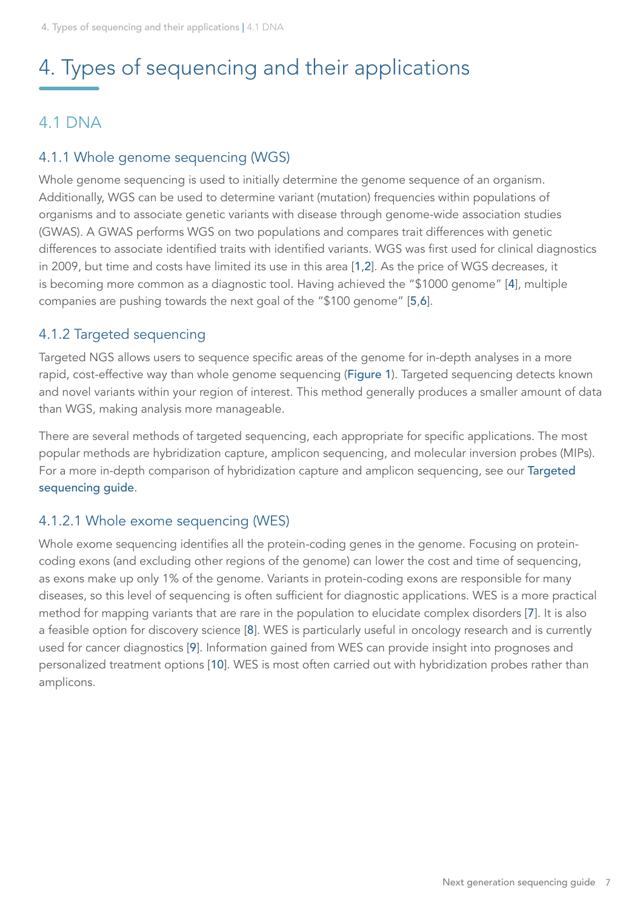// Page header omitted
# 4. Types of sequencing and their applications

## 4.1 DNA

### 4.1.1 Whole genome sequencing (WGS)

Whole genome sequencing is used to initially determine the genome sequence of an organism. Additionally, WGS can be used to determine variant (mutation) frequencies within populations of organisms and to associate genetic variants with disease through genome-wide association studies (GWAS). A GWAS performs WGS on two populations and compares trait differences with genetic differences to associate identified traits with identified variants. WGS was first used for clinical diagnostics in 2009, but time and costs have limited its use in this area [1,2]. As the price of WGS decreases, it is becoming more common as a diagnostic tool. Having achieved the "$1000 genome" [4], multiple companies are pushing towards the next goal of the "$100 genome" [5,6].

### 4.1.2 Targeted sequencing

Targeted NGS allows users to sequence specific areas of the genome for in-depth analyses in a more rapid, cost-effective way than whole genome sequencing (Figure 1). Targeted sequencing detects known and novel variants within your region of interest. This method generally produces a smaller amount of data than WGS, making analysis more manageable.

There are several methods of targeted sequencing, each appropriate for specific applications. The most popular methods are hybridization capture, amplicon sequencing, and molecular inversion probes (MIPs). For a more in-depth comparison of hybridization capture and amplicon sequencing, see our Targeted sequencing guide.

#### 4.1.2.1 Whole exome sequencing (WES)

Whole exome sequencing identifies all the protein-coding genes in the genome. Focusing on protein-coding exons (and excluding other regions of the genome) can lower the cost and time of sequencing, as exons make up only 1% of the genome. Variants in protein-coding exons are responsible for many diseases, so this level of sequencing is often sufficient for diagnostic applications. WES is a more practical method for mapping variants that are rare in the population to elucidate complex disorders [7]. It is also a feasible option for discovery science [8]. WES is particularly useful in oncology research and is currently used for cancer diagnostics [9]. Information gained from WES can provide insight into prognoses and personalized treatment options [10]. WES is most often carried out with hybridization probes rather than amplicons.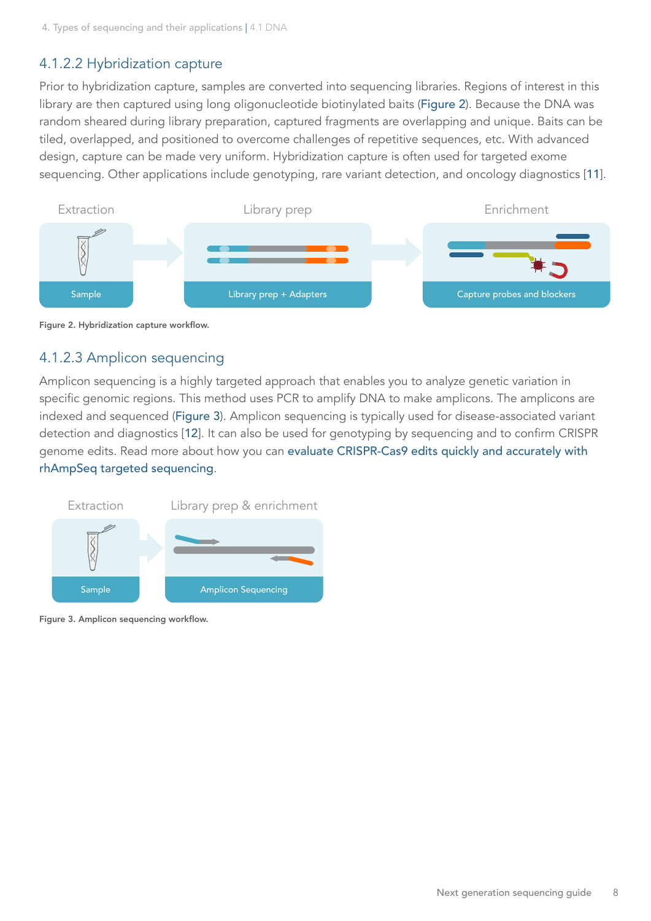### 4.1.2.2 Hybridization capture

Prior to hybridization capture, samples are converted into sequencing libraries. Regions of interest in this library are then captured using long oligonucleotide biotinylated baits (Figure 2). Because the DNA was random sheared during library preparation, captured fragments are overlapping and unique. Baits can be tiled, overlapped, and positioned to overcome challenges of repetitive sequences, etc. With advanced design, capture can be made very uniform. Hybridization capture is often used for targeted exome sequencing. Other applications include genotyping, rare variant detection, and oncology diagnostics [11].

Extraction — Sample → Library prep — Library prep + Adapters → Enrichment — Capture probes and blockers

**Figure 2. Hybridization capture workflow.**

### 4.1.2.3 Amplicon sequencing

Amplicon sequencing is a highly targeted approach that enables you to analyze genetic variation in specific genomic regions. This method uses PCR to amplify DNA to make amplicons. The amplicons are indexed and sequenced (Figure 3). Amplicon sequencing is typically used for disease-associated variant detection and diagnostics [12]. It can also be used for genotyping by sequencing and to confirm CRISPR genome edits. Read more about how you can evaluate CRISPR-Cas9 edits quickly and accurately with rhAmpSeq targeted sequencing.

Extraction — Sample → Library prep & enrichment — Amplicon Sequencing

**Figure 3. Amplicon sequencing workflow.**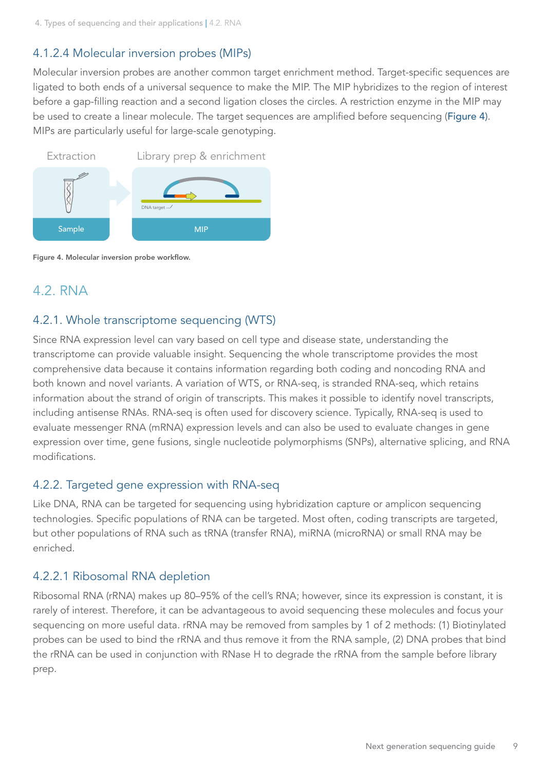#### 4.1.2.4 Molecular inversion probes (MIPs)

Molecular inversion probes are another common target enrichment method. Target-specific sequences are ligated to both ends of a universal sequence to make the MIP. The MIP hybridizes to the region of interest before a gap-filling reaction and a second ligation closes the circles. A restriction enzyme in the MIP may be used to create a linear molecule. The target sequences are amplified before sequencing (Figure 4). MIPs are particularly useful for large-scale genotyping.

**Figure 4. Molecular inversion probe workflow.**

## 4.2. RNA

### 4.2.1. Whole transcriptome sequencing (WTS)

Since RNA expression level can vary based on cell type and disease state, understanding the transcriptome can provide valuable insight. Sequencing the whole transcriptome provides the most comprehensive data because it contains information regarding both coding and noncoding RNA and both known and novel variants. A variation of WTS, or RNA-seq, is stranded RNA-seq, which retains information about the strand of origin of transcripts. This makes it possible to identify novel transcripts, including antisense RNAs. RNA-seq is often used for discovery science. Typically, RNA-seq is used to evaluate messenger RNA (mRNA) expression levels and can also be used to evaluate changes in gene expression over time, gene fusions, single nucleotide polymorphisms (SNPs), alternative splicing, and RNA modifications.

### 4.2.2. Targeted gene expression with RNA-seq

Like DNA, RNA can be targeted for sequencing using hybridization capture or amplicon sequencing technologies. Specific populations of RNA can be targeted. Most often, coding transcripts are targeted, but other populations of RNA such as tRNA (transfer RNA), miRNA (microRNA) or small RNA may be enriched.

#### 4.2.2.1 Ribosomal RNA depletion

Ribosomal RNA (rRNA) makes up 80–95% of the cell's RNA; however, since its expression is constant, it is rarely of interest. Therefore, it can be advantageous to avoid sequencing these molecules and focus your sequencing on more useful data. rRNA may be removed from samples by 1 of 2 methods: (1) Biotinylated probes can be used to bind the rRNA and thus remove it from the RNA sample, (2) DNA probes that bind the rRNA can be used in conjunction with RNase H to degrade the rRNA from the sample before library prep.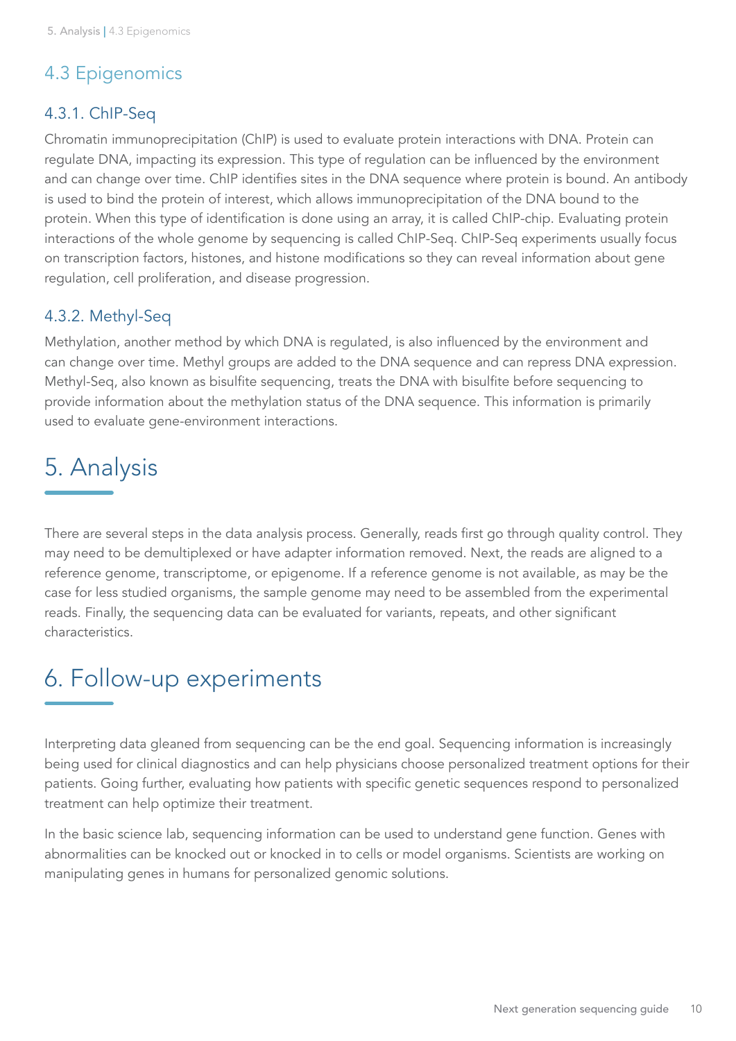## 4.3 Epigenomics

### 4.3.1. ChIP-Seq

Chromatin immunoprecipitation (ChIP) is used to evaluate protein interactions with DNA. Protein can regulate DNA, impacting its expression. This type of regulation can be influenced by the environment and can change over time. ChIP identifies sites in the DNA sequence where protein is bound. An antibody is used to bind the protein of interest, which allows immunoprecipitation of the DNA bound to the protein. When this type of identification is done using an array, it is called ChIP-chip. Evaluating protein interactions of the whole genome by sequencing is called ChIP-Seq. ChIP-Seq experiments usually focus on transcription factors, histones, and histone modifications so they can reveal information about gene regulation, cell proliferation, and disease progression.

### 4.3.2. Methyl-Seq

Methylation, another method by which DNA is regulated, is also influenced by the environment and can change over time. Methyl groups are added to the DNA sequence and can repress DNA expression. Methyl-Seq, also known as bisulfite sequencing, treats the DNA with bisulfite before sequencing to provide information about the methylation status of the DNA sequence. This information is primarily used to evaluate gene-environment interactions.

# 5. Analysis

There are several steps in the data analysis process. Generally, reads first go through quality control. They may need to be demultiplexed or have adapter information removed. Next, the reads are aligned to a reference genome, transcriptome, or epigenome. If a reference genome is not available, as may be the case for less studied organisms, the sample genome may need to be assembled from the experimental reads. Finally, the sequencing data can be evaluated for variants, repeats, and other significant characteristics.

# 6. Follow-up experiments

Interpreting data gleaned from sequencing can be the end goal. Sequencing information is increasingly being used for clinical diagnostics and can help physicians choose personalized treatment options for their patients. Going further, evaluating how patients with specific genetic sequences respond to personalized treatment can help optimize their treatment.

In the basic science lab, sequencing information can be used to understand gene function. Genes with abnormalities can be knocked out or knocked in to cells or model organisms. Scientists are working on manipulating genes in humans for personalized genomic solutions.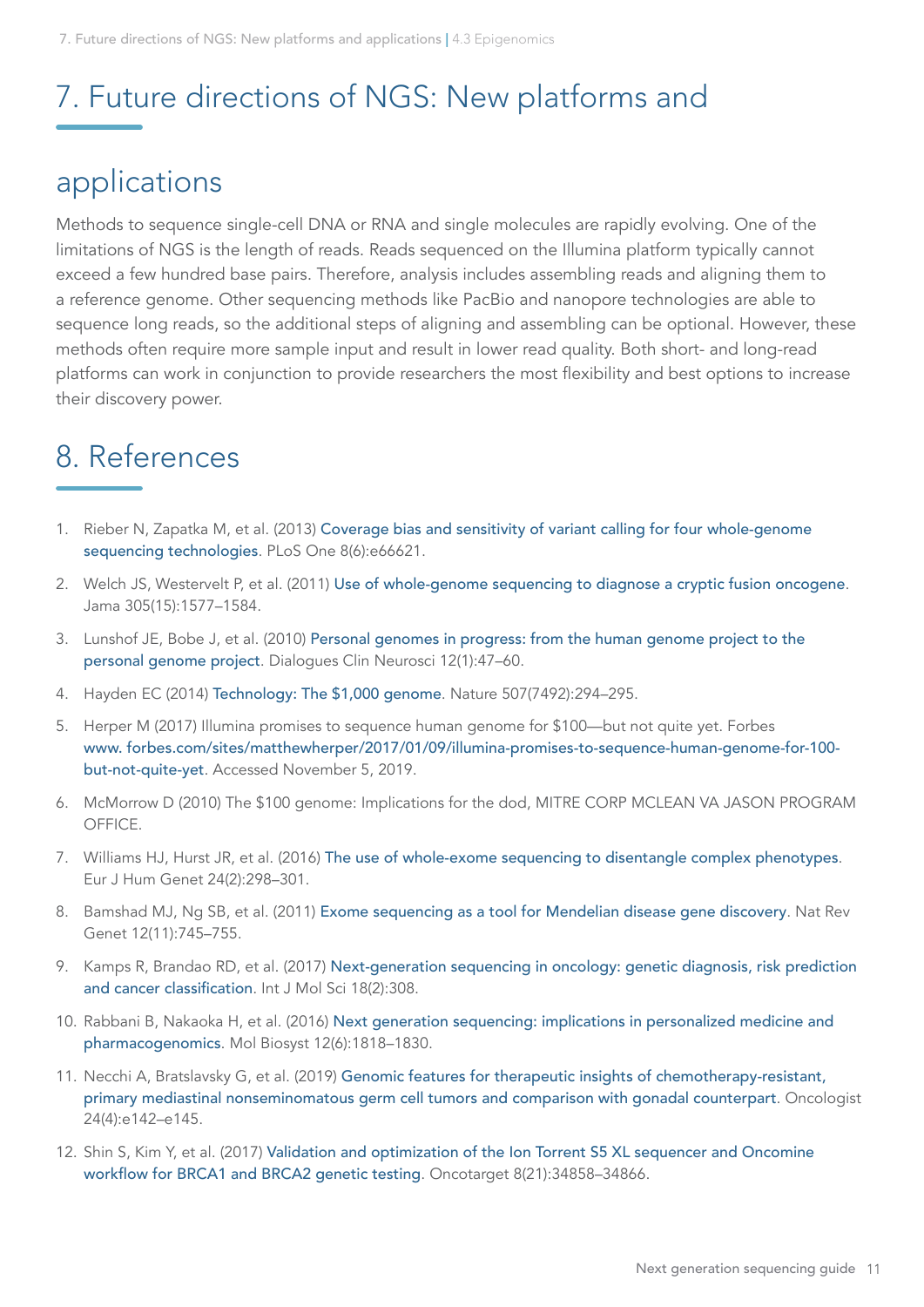# 7. Future directions of NGS: New platforms and applications

Methods to sequence single-cell DNA or RNA and single molecules are rapidly evolving. One of the limitations of NGS is the length of reads. Reads sequenced on the Illumina platform typically cannot exceed a few hundred base pairs. Therefore, analysis includes assembling reads and aligning them to a reference genome. Other sequencing methods like PacBio and nanopore technologies are able to sequence long reads, so the additional steps of aligning and assembling can be optional. However, these methods often require more sample input and result in lower read quality. Both short- and long-read platforms can work in conjunction to provide researchers the most flexibility and best options to increase their discovery power.

# 8. References

1. Rieber N, Zapatka M, et al. (2013) Coverage bias and sensitivity of variant calling for four whole-genome sequencing technologies. PLoS One 8(6):e66621.
2. Welch JS, Westervelt P, et al. (2011) Use of whole-genome sequencing to diagnose a cryptic fusion oncogene. Jama 305(15):1577–1584.
3. Lunshof JE, Bobe J, et al. (2010) Personal genomes in progress: from the human genome project to the personal genome project. Dialogues Clin Neurosci 12(1):47–60.
4. Hayden EC (2014) Technology: The $1,000 genome. Nature 507(7492):294–295.
5. Herper M (2017) Illumina promises to sequence human genome for $100—but not quite yet. Forbes www. forbes.com/sites/matthewherper/2017/01/09/illumina-promises-to-sequence-human-genome-for-100-but-not-quite-yet. Accessed November 5, 2019.
6. McMorrow D (2010) The $100 genome: Implications for the dod, MITRE CORP MCLEAN VA JASON PROGRAM OFFICE.
7. Williams HJ, Hurst JR, et al. (2016) The use of whole-exome sequencing to disentangle complex phenotypes. Eur J Hum Genet 24(2):298–301.
8. Bamshad MJ, Ng SB, et al. (2011) Exome sequencing as a tool for Mendelian disease gene discovery. Nat Rev Genet 12(11):745–755.
9. Kamps R, Brandao RD, et al. (2017) Next-generation sequencing in oncology: genetic diagnosis, risk prediction and cancer classification. Int J Mol Sci 18(2):308.
10. Rabbani B, Nakaoka H, et al. (2016) Next generation sequencing: implications in personalized medicine and pharmacogenomics. Mol Biosyst 12(6):1818–1830.
11. Necchi A, Bratslavsky G, et al. (2019) Genomic features for therapeutic insights of chemotherapy-resistant, primary mediastinal nonseminomatous germ cell tumors and comparison with gonadal counterpart. Oncologist 24(4):e142–e145.
12. Shin S, Kim Y, et al. (2017) Validation and optimization of the Ion Torrent S5 XL sequencer and Oncomine workflow for BRCA1 and BRCA2 genetic testing. Oncotarget 8(21):34858–34866.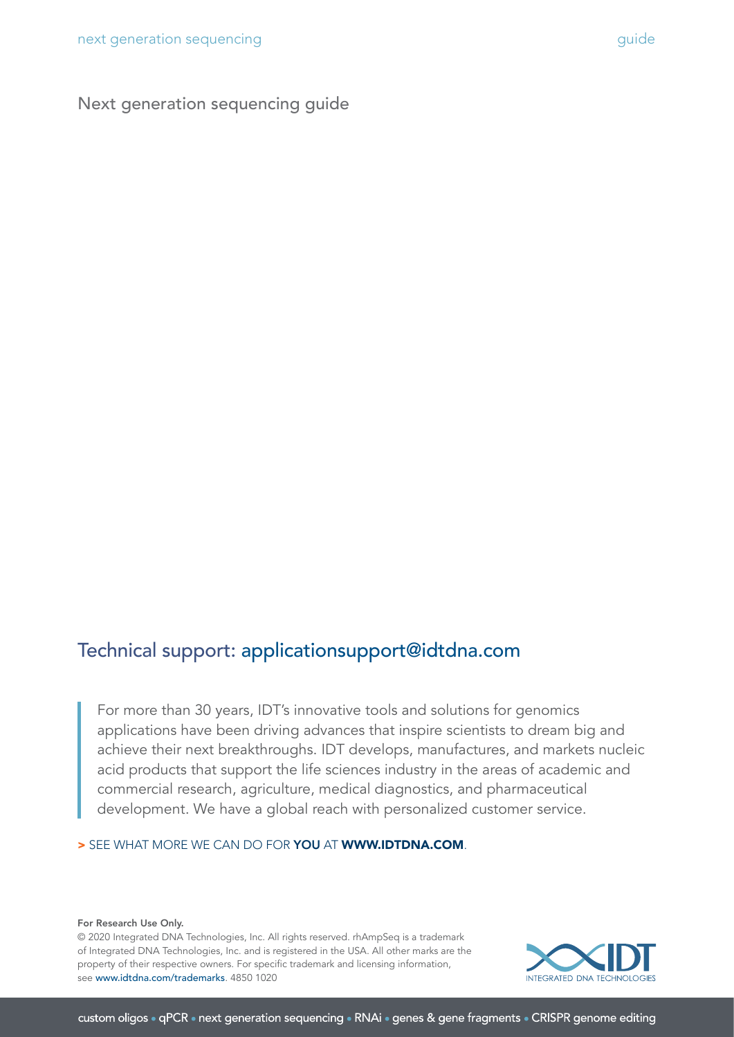Next generation sequencing guide

## Technical support: applicationsupport@idtdna.com

For more than 30 years, IDT's innovative tools and solutions for genomics applications have been driving advances that inspire scientists to dream big and achieve their next breakthroughs. IDT develops, manufactures, and markets nucleic acid products that support the life sciences industry in the areas of academic and commercial research, agriculture, medical diagnostics, and pharmaceutical development. We have a global reach with personalized customer service.

> SEE WHAT MORE WE CAN DO FOR **YOU** AT **WWW.IDTDNA.COM**.

**For Research Use Only.**
© 2020 Integrated DNA Technologies, Inc. All rights reserved. rhAmpSeq is a trademark of Integrated DNA Technologies, Inc. and is registered in the USA. All other marks are the property of their respective owners. For specific trademark and licensing information, see www.idtdna.com/trademarks. 4850 1020

INTEGRATED DNA TECHNOLOGIES

custom oligos • qPCR • next generation sequencing • RNAi • genes & gene fragments • CRISPR genome editing